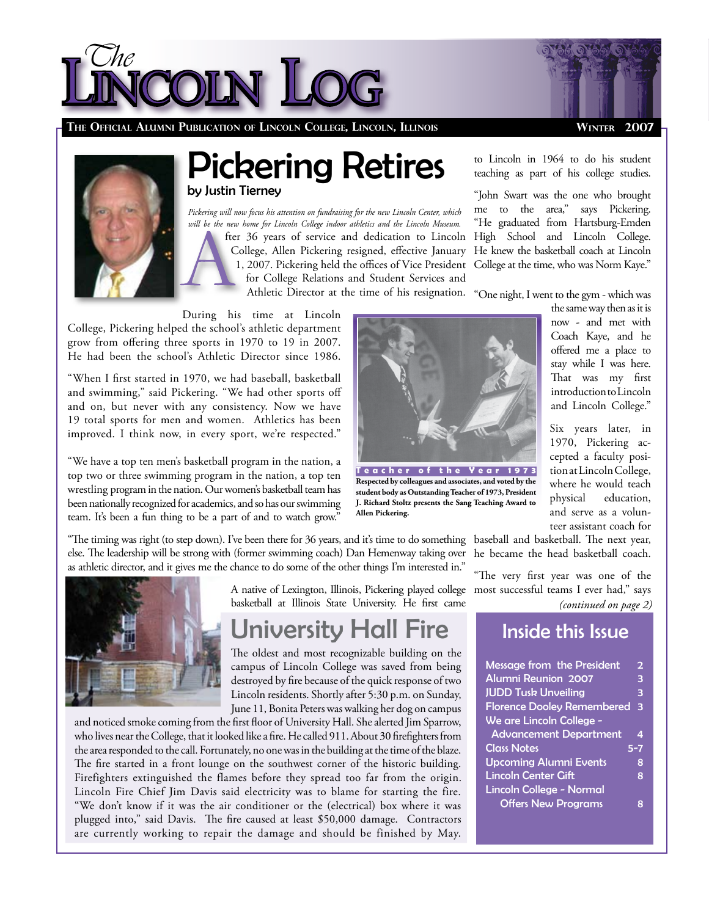# The Lincoln Log

**The Official Alumni Publication of Lincoln College, Lincoln, Illinois** — **Winter 2007**

## Pickering Retires

by Justin Tierney

*Pickering will now focus his attention on fundraising for the new Lincoln Center, which will be the new home for Lincoln College indoor athletics and the Lincoln Museum.*

After 36 years of service and dedication to Lincoln College, Allen Pickering resigned, effective January 1, 2007. Pickering held the offices of Vice President for College Relations and Student Services and Athletic Director at the time of his resignation.

During his time at Lincoln College, Pickering helped the school's athletic department grow from offering three sports in 1970 to 19 in 2007. He had been the school's Athletic Director since 1986.

"When I first started in 1970, we had baseball, basketball and swimming," said Pickering. "We had other sports off and on, but never with any consistency. Now we have 19 total sports for men and women. Athletics has been improved. I think now, in every sport, we're respected."

"We have a top ten men's basketball program in the nation, a top two or three swimming program in the nation, a top ten wrestling program in the nation. Our women's basketball team has been nationally recognized for academics, and so has our swimming team. It's been a fun thing to be a part of and to watch grow."

**Teacher of the Year 1973**
**Respected by colleagues and associates, and voted by the student body as Outstanding Teacher of 1973, President J. Richard Stoltz presents the Sang Teaching Award to Allen Pickering.**

"The timing was right (to step down). I've been there for 36 years, and it's time to do something else. The leadership will be strong with (former swimming coach) Dan Hemenway taking over as athletic director, and it gives me the chance to do some of the other things I'm interested in."

A native of Lexington, Illinois, Pickering played college basketball at Illinois State University. He first came to Lincoln in 1964 to do his student teaching as part of his college studies.

"John Swart was the one who brought me to the area," says Pickering. "He graduated from Hartsburg-Emden High School and Lincoln College. He knew the basketball coach at Lincoln College at the time, who was Norm Kaye."

"One night, I went to the gym - which was the same way then as it is now - and met with Coach Kaye, and he offered me a place to stay while I was here. That was my first introduction to Lincoln and Lincoln College."

Six years later, in 1970, Pickering accepted a faculty position at Lincoln College, where he would teach physical education, and serve as a volunteer assistant coach for baseball and basketball. The next year, he became the head basketball coach.

"The very first year was one of the most successful teams I ever had," says

*(continued on page 2)*

## University Hall Fire

The oldest and most recognizable building on the campus of Lincoln College was saved from being destroyed by fire because of the quick response of two Lincoln residents. Shortly after 5:30 p.m. on Sunday, June 11, Bonita Peters was walking her dog on campus and noticed smoke coming from the first floor of University Hall. She alerted Jim Sparrow, who lives near the College, that it looked like a fire. He called 911. About 30 firefighters from the area responded to the call. Fortunately, no one was in the building at the time of the blaze. The fire started in a front lounge on the southwest corner of the historic building. Firefighters extinguished the flames before they spread too far from the origin. Lincoln Fire Chief Jim Davis said electricity was to blame for starting the fire. "We don't know if it was the air conditioner or the (electrical) box where it was plugged into," said Davis. The fire caused at least $50,000 damage. Contractors are currently working to repair the damage and should be finished by May.

## Inside this Issue

| | |
|---|---|
| Message from the President | 2 |
| Alumni Reunion 2007 | 3 |
| JUDD Tusk Unveiling | 3 |
| Florence Dooley Remembered | 3 |
| We are Lincoln College - Advancement Department | 4 |
| Class Notes | 5-7 |
| Upcoming Alumni Events | 8 |
| Lincoln Center Gift | 8 |
| Lincoln College - Normal Offers New Programs | 8 |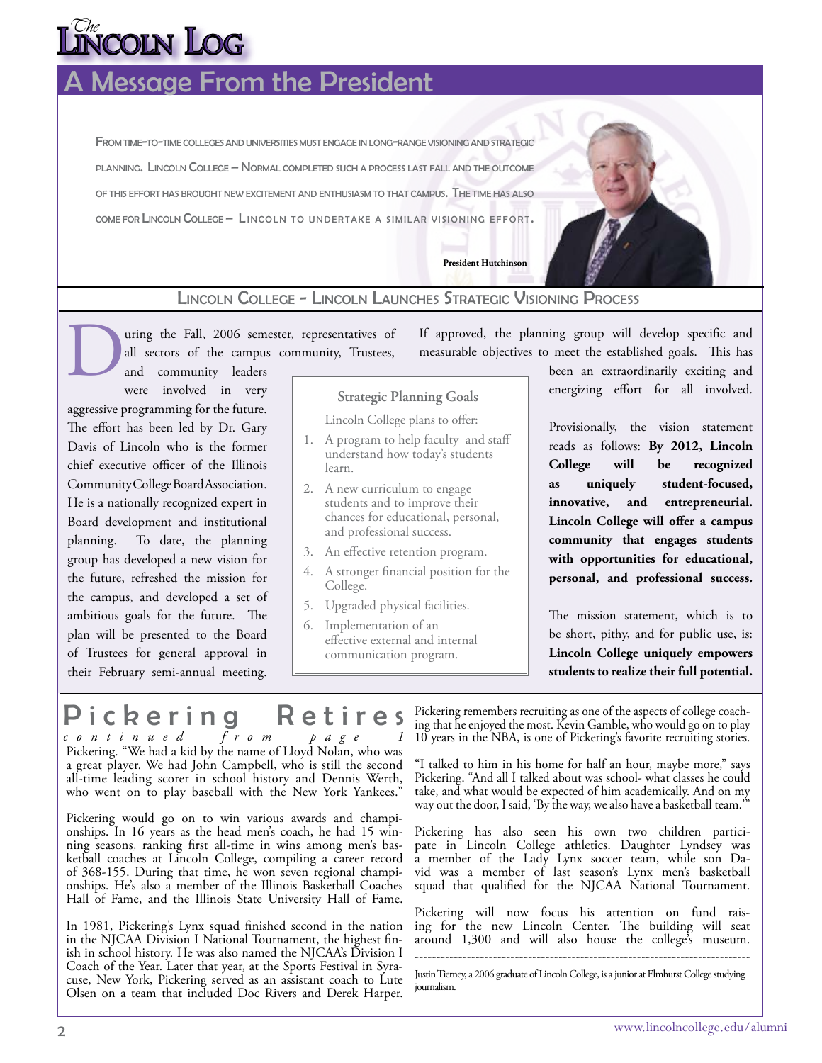# A Message From the President

From time-to-time colleges and universities must engage in long-range visioning and strategic planning. Lincoln College – Normal completed such a process last fall and the outcome of this effort has brought new excitement and enthusiasm to that campus. The time has also come for Lincoln College – Lincoln to undertake a similar visioning effort.

President Hutchinson

## Lincoln College - Lincoln Launches Strategic Visioning Process

During the Fall, 2006 semester, representatives of all sectors of the campus community, Trustees, and community leaders were involved in very aggressive programming for the future. The effort has been led by Dr. Gary Davis of Lincoln who is the former chief executive officer of the Illinois Community College Board Association. He is a nationally recognized expert in Board development and institutional planning. To date, the planning group has developed a new vision for the future, refreshed the mission for the campus, and developed a set of ambitious goals for the future. The plan will be presented to the Board of Trustees for general approval in their February semi-annual meeting.

### Strategic Planning Goals

Lincoln College plans to offer:

1. A program to help faculty and staff understand how today's students learn.
2. A new curriculum to engage students and to improve their chances for educational, personal, and professional success.
3. An effective retention program.
4. A stronger financial position for the College.
5. Upgraded physical facilities.
6. Implementation of an effective external and internal communication program.

If approved, the planning group will develop specific and measurable objectives to meet the established goals. This has been an extraordinarily exciting and energizing effort for all involved.

Provisionally, the vision statement reads as follows: **By 2012, Lincoln College will be recognized as uniquely student-focused, innovative, and entrepreneurial. Lincoln College will offer a campus community that engages students with opportunities for educational, personal, and professional success.**

The mission statement, which is to be short, pithy, and for public use, is: **Lincoln College uniquely empowers students to realize their full potential.**

## Pickering Retires

*continued from page 1*

Pickering. "We had a kid by the name of Lloyd Nolan, who was a great player. We had John Campbell, who is still the second all-time leading scorer in school history and Dennis Werth, who went on to play baseball with the New York Yankees."

Pickering would go on to win various awards and championships. In 16 years as the head men's coach, he had 15 winning seasons, ranking first all-time in wins among men's basketball coaches at Lincoln College, compiling a career record of 368-155. During that time, he won seven regional championships. He's also a member of the Illinois Basketball Coaches Hall of Fame, and the Illinois State University Hall of Fame.

In 1981, Pickering's Lynx squad finished second in the nation in the NJCAA Division I National Tournament, the highest finish in school history. He was also named the NJCAA's Division I Coach of the Year. Later that year, at the Sports Festival in Syracuse, New York, Pickering served as an assistant coach to Lute Olsen on a team that included Doc Rivers and Derek Harper.

Pickering remembers recruiting as one of the aspects of college coaching that he enjoyed the most. Kevin Gamble, who would go on to play 10 years in the NBA, is one of Pickering's favorite recruiting stories.

"I talked to him in his home for half an hour, maybe more," says Pickering. "And all I talked about was school- what classes he could take, and what would be expected of him academically. And on my way out the door, I said, 'By the way, we also have a basketball team.'"

Pickering has also seen his own two children participate in Lincoln College athletics. Daughter Lyndsey was a member of the Lady Lynx soccer team, while son David was a member of last season's Lynx men's basketball squad that qualified for the NJCAA National Tournament.

Pickering will now focus his attention on fund raising for the new Lincoln Center. The building will seat around 1,300 and will also house the college's museum.

---

Justin Tierney, a 2006 graduate of Lincoln College, is a junior at Elmhurst College studying journalism.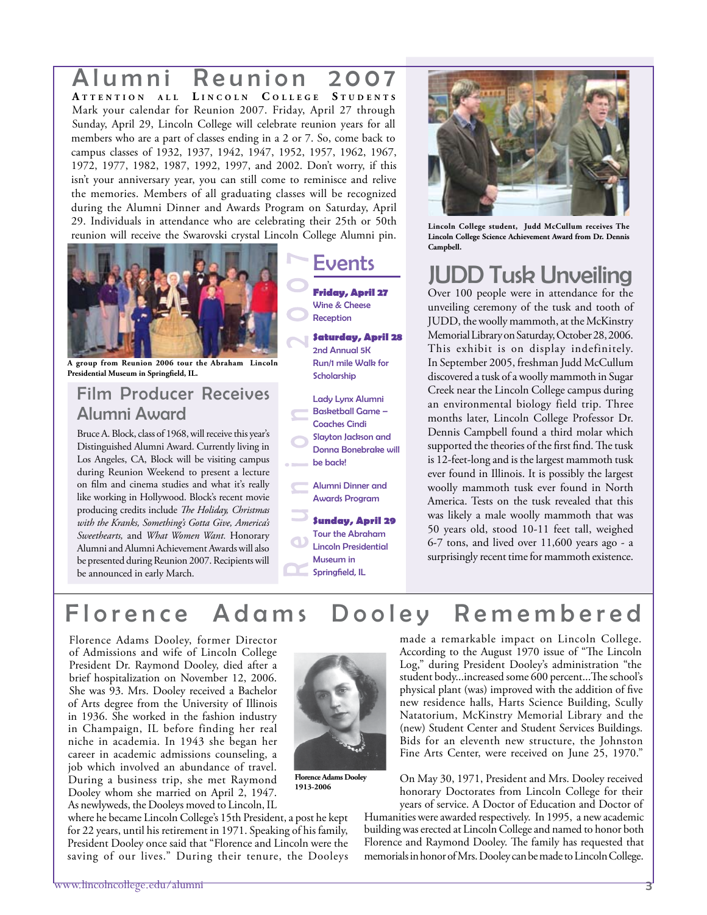# Alumni Reunion 2007

**ATTENTION ALL LINCOLN COLLEGE STUDENTS**

Mark your calendar for Reunion 2007. Friday, April 27 through Sunday, April 29, Lincoln College will celebrate reunion years for all members who are a part of classes ending in a 2 or 7. So, come back to campus classes of 1932, 1937, 1942, 1947, 1952, 1957, 1962, 1967, 1972, 1977, 1982, 1987, 1992, 1997, and 2002. Don't worry, if this isn't your anniversary year, you can still come to reminisce and relive the memories. Members of all graduating classes will be recognized during the Alumni Dinner and Awards Program on Saturday, April 29. Individuals in attendance who are celebrating their 25th or 50th reunion will receive the Swarovski crystal Lincoln College Alumni pin.

A group from Reunion 2006 tour the Abraham Lincoln Presidential Museum in Springfield, IL.

## Reunion 2007 Events

**Friday, April 27**
Wine & Cheese Reception

**Saturday, April 28**
2nd Annual 5K Run/1 mile Walk for Scholarship

Lady Lynx Alumni Basketball Game – Coaches Cindi Slayton Jackson and Donna Bonebrake will be back!

Alumni Dinner and Awards Program

**Sunday, April 29**
Tour the Abraham Lincoln Presidential Museum in Springfield, IL

## Film Producer Receives Alumni Award

Bruce A. Block, class of 1968, will receive this year's Distinguished Alumni Award. Currently living in Los Angeles, CA, Block will be visiting campus during Reunion Weekend to present a lecture on film and cinema studies and what it's really like working in Hollywood. Block's recent movie producing credits include *The Holiday, Christmas with the Kranks, Something's Gotta Give, America's Sweethearts,* and *What Women Want.* Honorary Alumni and Alumni Achievement Awards will also be presented during Reunion 2007. Recipients will be announced in early March.

Lincoln College student, Judd McCullum receives The Lincoln College Science Achievement Award from Dr. Dennis Campbell.

## JUDD Tusk Unveiling

Over 100 people were in attendance for the unveiling ceremony of the tusk and tooth of JUDD, the woolly mammoth, at the McKinstry Memorial Library on Saturday, October 28, 2006. This exhibit is on display indefinitely. In September 2005, freshman Judd McCullum discovered a tusk of a woolly mammoth in Sugar Creek near the Lincoln College campus during an environmental biology field trip. Three months later, Lincoln College Professor Dr. Dennis Campbell found a third molar which supported the theories of the first find. The tusk is 12-feet-long and is the largest mammoth tusk ever found in Illinois. It is possibly the largest woolly mammoth tusk ever found in North America. Tests on the tusk revealed that this was likely a male woolly mammoth that was 50 years old, stood 10-11 feet tall, weighed 6-7 tons, and lived over 11,600 years ago - a surprisingly recent time for mammoth existence.

# Florence Adams Dooley Remembered

Florence Adams Dooley, former Director of Admissions and wife of Lincoln College President Dr. Raymond Dooley, died after a brief hospitalization on November 12, 2006. She was 93. Mrs. Dooley received a Bachelor of Arts degree from the University of Illinois in 1936. She worked in the fashion industry in Champaign, IL before finding her real niche in academia. In 1943 she began her career in academic admissions counseling, a job which involved an abundance of travel. During a business trip, she met Raymond Dooley whom she married on April 2, 1947. As newlyweds, the Dooleys moved to Lincoln, IL where he became Lincoln College's 15th President, a post he kept for 22 years, until his retirement in 1971. Speaking of his family, President Dooley once said that "Florence and Lincoln were the saving of our lives." During their tenure, the Dooleys made a remarkable impact on Lincoln College. According to the August 1970 issue of "The Lincoln Log," during President Dooley's administration "the student body...increased some 600 percent...The school's physical plant (was) improved with the addition of five new residence halls, Harts Science Building, Scully Natatorium, McKinstry Memorial Library and the (new) Student Center and Student Services Buildings. Bids for an eleventh new structure, the Johnston Fine Arts Center, were received on June 25, 1970."

Florence Adams Dooley
1913-2006

On May 30, 1971, President and Mrs. Dooley received honorary Doctorates from Lincoln College for their years of service. A Doctor of Education and Doctor of Humanities were awarded respectively. In 1995, a new academic building was erected at Lincoln College and named to honor both Florence and Raymond Dooley. The family has requested that memorials in honor of Mrs. Dooley can be made to Lincoln College.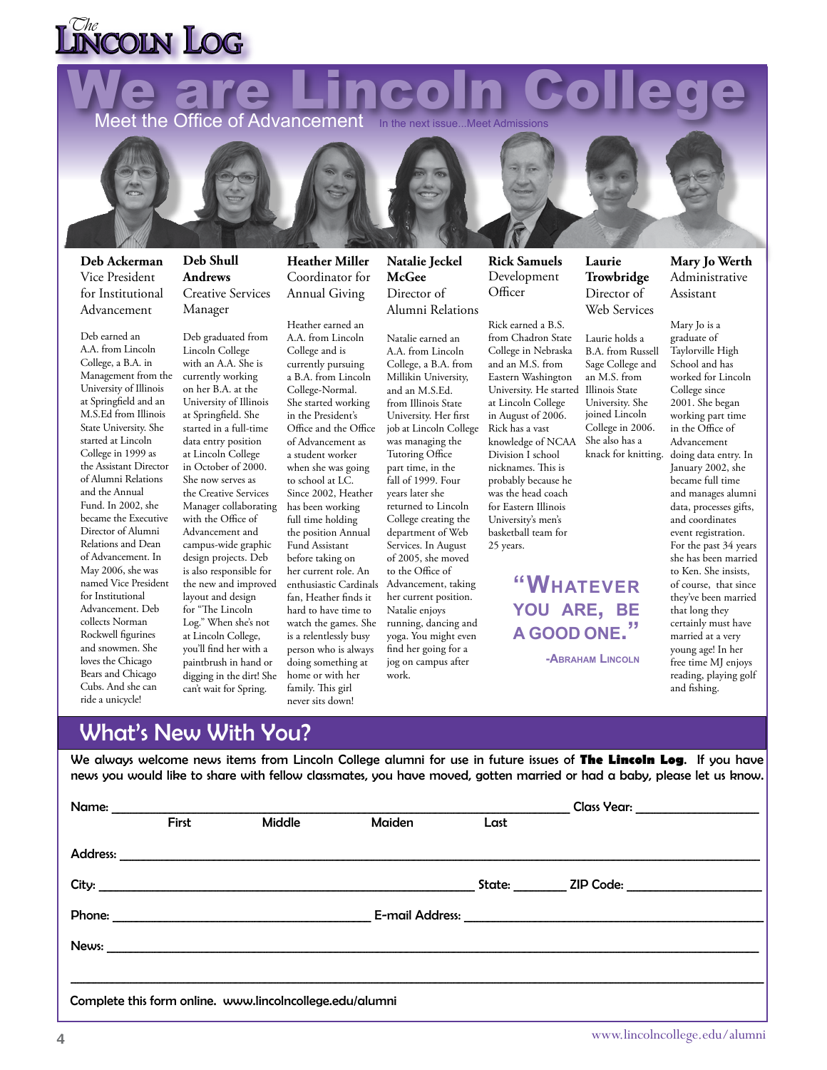# We are Lincoln College

## Meet the Office of Advancement

In the next issue...Meet Admissions

### Deb Ackerman
Vice President for Institutional Advancement

Deb earned an A.A. from Lincoln College, a B.A. in Management from the University of Illinois at Springfield and an M.S.Ed from Illinois State University. She started at Lincoln College in 1999 as the Assistant Director of Alumni Relations and the Annual Fund. In 2002, she became the Executive Director of Alumni Relations and Dean of Advancement. In May 2006, she was named Vice President for Institutional Advancement. Deb collects Norman Rockwell figurines and snowmen. She loves the Chicago Bears and Chicago Cubs. And she can ride a unicycle!

### Deb Shull Andrews
Creative Services Manager

Deb graduated from Lincoln College with an A.A. She is currently working on her B.A. at the University of Illinois at Springfield. She started in a full-time data entry position at Lincoln College in October of 2000. She now serves as the Creative Services Manager collaborating with the Office of Advancement and campus-wide graphic design projects. Deb is also responsible for the new and improved layout and design for "The Lincoln Log." When she's not at Lincoln College, you'll find her with a paintbrush in hand or digging in the dirt! She can't wait for Spring.

### Heather Miller
Coordinator for Annual Giving

Heather earned an A.A. from Lincoln College and is currently pursuing a B.A. from Lincoln College-Normal. She started working in the President's Office and the Office of Advancement as a student worker when she was going to school at LC. Since 2002, Heather has been working full time holding the position Annual Fund Assistant before taking on her current role. An enthusiastic Cardinals fan, Heather finds it hard to have time to watch the games. She is a relentlessly busy person who is always doing something at home or with her family. This girl never sits down!

### Natalie Jeckel McGee
Director of Alumni Relations

Natalie earned an A.A. from Lincoln College, a B.A. from Millikin University, and an M.S.Ed. from Illinois State University. Her first job at Lincoln College was managing the Tutoring Office part time, in the fall of 1999. Four years later she returned to Lincoln College creating the department of Web Services. In August of 2005, she moved to the Office of Advancement, taking her current position. Natalie enjoys running, dancing and yoga. You might even find her going for a jog on campus after work.

### Rick Samuels
Development Officer

Rick earned a B.S. from Chadron State College in Nebraska and an M.S. from Eastern Washington University. He started at Lincoln College in August of 2006. Rick has a vast knowledge of NCAA Division I school nicknames. This is probably because he was the head coach for Eastern Illinois University's men's basketball team for 25 years.

### Laurie Trowbridge
Director of Web Services

Laurie holds a B.A. from Russell Sage College and an M.S. from Illinois State University. She joined Lincoln College in 2006. She also has a knack for knitting.

### Mary Jo Werth
Administrative Assistant

Mary Jo is a graduate of Taylorville High School and has worked for Lincoln College since 2001. She began working part time in the Office of Advancement doing data entry. In January 2002, she became full time and manages alumni data, processes gifts, and coordinates event registration. For the past 34 years she has been married to Ken. She insists, of course, that since they've been married that long they certainly must have married at a very young age! In her free time MJ enjoys reading, playing golf and fishing.

> "Whatever you are, be a good one."
>
> -Abraham Lincoln

## What's New With You?

We always welcome news items from Lincoln College alumni for use in future issues of **The Lincoln Log**. If you have news you would like to share with fellow classmates, you have moved, gotten married or had a baby, please let us know.

Name: ______________________________________________ Class Year: ____________
First Middle Maiden Last

Address: ______________________________________________

City: ______________________________ State: ________ ZIP Code: ______________

Phone: ______________________ E-mail Address: ______________________

News: ______________________________________________

______________________________________________

Complete this form online. www.lincolncollege.edu/alumni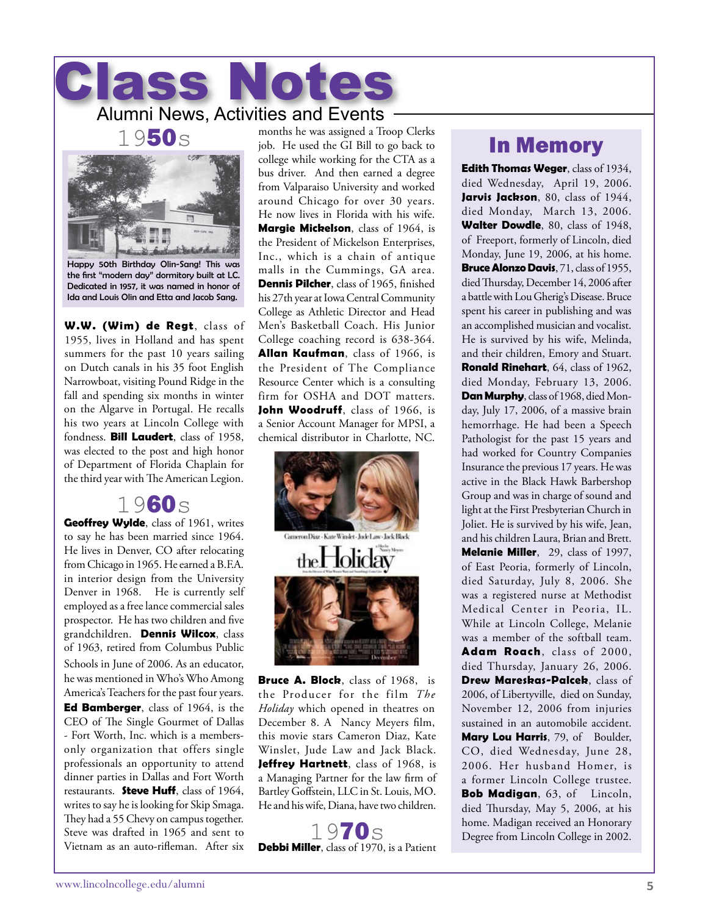# Class Notes

## Alumni News, Activities and Events

### 1950s

Happy 50th Birthday Olin-Sang! This was the first "modern day" dormitory built at LC. Dedicated in 1957, it was named in honor of Ida and Louis Olin and Etta and Jacob Sang.

**W.W. (Wim) de Regt**, class of 1955, lives in Holland and has spent summers for the past 10 years sailing on Dutch canals in his 35 foot English Narrowboat, visiting Pound Ridge in the fall and spending six months in winter on the Algarve in Portugal. He recalls his two years at Lincoln College with fondness. **Bill Laudert**, class of 1958, was elected to the post and high honor of Department of Florida Chaplain for the third year with The American Legion.

### 1960s

**Geoffrey Wylde**, class of 1961, writes to say he has been married since 1964. He lives in Denver, CO after relocating from Chicago in 1965. He earned a B.F.A. in interior design from the University Denver in 1968. He is currently self employed as a free lance commercial sales prospector. He has two children and five grandchildren. **Dennis Wilcox**, class of 1963, retired from Columbus Public Schools in June of 2006. As an educator, he was mentioned in Who's Who Among America's Teachers for the past four years. **Ed Bamberger**, class of 1964, is the CEO of The Single Gourmet of Dallas - Fort Worth, Inc. which is a members-only organization that offers single professionals an opportunity to attend dinner parties in Dallas and Fort Worth restaurants. **Steve Huff**, class of 1964, writes to say he is looking for Skip Smaga. They had a 55 Chevy on campus together. Steve was drafted in 1965 and sent to Vietnam as an auto-rifleman. After six months he was assigned a Troop Clerks job. He used the GI Bill to go back to college while working for the CTA as a bus driver. And then earned a degree from Valparaiso University and worked around Chicago for over 30 years. He now lives in Florida with his wife. **Margie Mickelson**, class of 1964, is the President of Mickelson Enterprises, Inc., which is a chain of antique malls in the Cummings, GA area. **Dennis Pilcher**, class of 1965, finished his 27th year at Iowa Central Community College as Athletic Director and Head Men's Basketball Coach. His Junior College coaching record is 638-364. **Allan Kaufman**, class of 1966, is the President of The Compliance Resource Center which is a consulting firm for OSHA and DOT matters. **John Woodruff**, class of 1966, is a Senior Account Manager for MPSI, a chemical distributor in Charlotte, NC.

**Bruce A. Block**, class of 1968, is the Producer for the film *The Holiday* which opened in theatres on December 8. A Nancy Meyers film, this movie stars Cameron Diaz, Kate Winslet, Jude Law and Jack Black. **Jeffrey Hartnett**, class of 1968, is a Managing Partner for the law firm of Bartley Goffstein, LLC in St. Louis, MO. He and his wife, Diana, have two children.

### 1970s

**Debbi Miller**, class of 1970, is a Patient

## In Memory

**Edith Thomas Weger**, class of 1934, died Wednesday, April 19, 2006. **Jarvis Jackson**, 80, class of 1944, died Monday, March 13, 2006. **Walter Dowdle**, 80, class of 1948, of Freeport, formerly of Lincoln, died Monday, June 19, 2006, at his home. **Bruce Alonzo Davis**, 71, class of 1955, died Thursday, December 14, 2006 after a battle with Lou Gherig's Disease. Bruce spent his career in publishing and was an accomplished musician and vocalist. He is survived by his wife, Melinda, and their children, Emory and Stuart. **Ronald Rinehart**, 64, class of 1962, died Monday, February 13, 2006. **Dan Murphy**, class of 1968, died Monday, July 17, 2006, of a massive brain hemorrhage. He had been a Speech Pathologist for the past 15 years and had worked for Country Companies Insurance the previous 17 years. He was active in the Black Hawk Barbershop Group and was in charge of sound and light at the First Presbyterian Church in Joliet. He is survived by his wife, Jean, and his children Laura, Brian and Brett. **Melanie Miller**, 29, class of 1997, of East Peoria, formerly of Lincoln, died Saturday, July 8, 2006. She was a registered nurse at Methodist Medical Center in Peoria, IL. While at Lincoln College, Melanie was a member of the softball team. **Adam Roach**, class of 2000, died Thursday, January 26, 2006. **Drew Mareskas-Palcek**, class of 2006, of Libertyville, died on Sunday, November 12, 2006 from injuries sustained in an automobile accident. **Mary Lou Harris**, 79, of Boulder, CO, died Wednesday, June 28, 2006. Her husband Homer, is a former Lincoln College trustee. **Bob Madigan**, 63, of Lincoln, died Thursday, May 5, 2006, at his home. Madigan received an Honorary Degree from Lincoln College in 2002.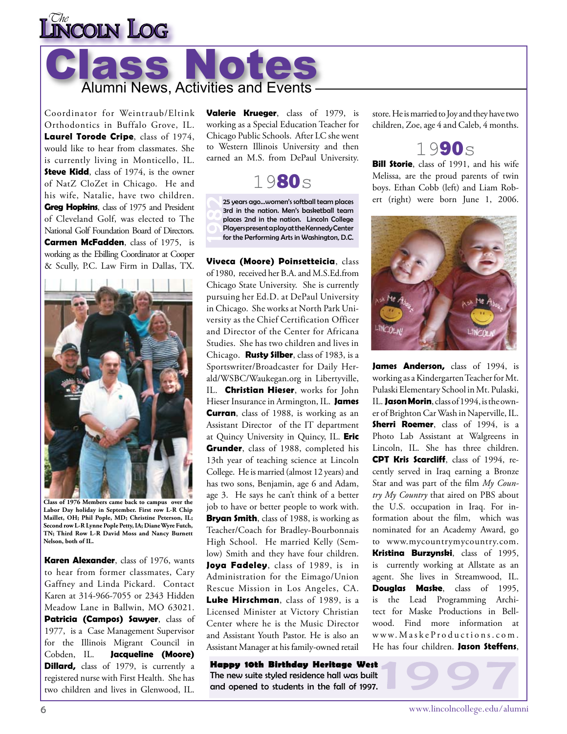# Class Notes

Alumni News, Activities and Events

Coordinator for Weintraub/Eltink Orthodontics in Buffalo Grove, IL. **Laurel Torode Cripe**, class of 1974, would like to hear from classmates. She is currently living in Monticello, IL. **Steve Kidd**, class of 1974, is the owner of NatZ CloZet in Chicago. He and his wife, Natalie, have two children. **Greg Hopkins**, class of 1975 and President of Cleveland Golf, was elected to The National Golf Foundation Board of Directors. **Carmen McFadden**, class of 1975, is working as the Ebilling Coordinator at Cooper & Scully, P.C. Law Firm in Dallas, TX.

Class of 1976 Members came back to campus over the Labor Day holiday in September. First row L-R Chip Maillet, OH; Phil Pople, MD; Christine Peterson, IL; Second row L-R Lynne Pople Petty, IA; Diane Wyre Futch, TN; Third Row L-R David Moss and Nancy Burnett Nelson, both of IL.

**Karen Alexander**, class of 1976, wants to hear from former classmates, Cary Gaffney and Linda Pickard. Contact Karen at 314-966-7055 or 2343 Hidden Meadow Lane in Ballwin, MO 63021. **Patricia (Campos) Sawyer**, class of 1977, is a Case Management Supervisor for the Illinois Migrant Council in Cobden, IL. **Jacqueline (Moore) Dillard,** class of 1979, is currently a registered nurse with First Health. She has two children and lives in Glenwood, IL.

**Valerie Krueger**, class of 1979, is working as a Special Education Teacher for Chicago Public Schools. After LC she went to Western Illinois University and then earned an M.S. from DePaul University.

## 1980s

**1982** 25 years ago...women's softball team places 3rd in the nation. Men's basketball team places 2nd in the nation. Lincoln College Players present a play at the Kennedy Center for the Performing Arts in Washington, D.C.

**Viveca (Moore) Poinsetteicia**, class of 1980, received her B.A. and M.S.Ed.from Chicago State University. She is currently pursuing her Ed.D. at DePaul University in Chicago. She works at North Park University as the Chief Certification Officer and Director of the Center for Africana Studies. She has two children and lives in Chicago. **Rusty Silber**, class of 1983, is a Sportswriter/Broadcaster for Daily Herald/WSBC/Waukegan.org in Libertyville, IL. **Christian Hieser**, works for John Hieser Insurance in Armington, IL. **James Curran**, class of 1988, is working as an Assistant Director of the IT department at Quincy University in Quincy, IL. **Eric Grunder**, class of 1988, completed his 13th year of teaching science at Lincoln College. He is married (almost 12 years) and has two sons, Benjamin, age 6 and Adam, age 3. He says he can't think of a better job to have or better people to work with. **Bryan Smith**, class of 1988, is working as Teacher/Coach for Bradley-Bourbonnais High School. He married Kelly (Semlow) Smith and they have four children. **Joya Fadeley**, class of 1989, is in Administration for the Eimago/Union Rescue Mission in Los Angeles, CA. **Luke Hirschman**, class of 1989, is a Licensed Minister at Victory Christian Center where he is the Music Director and Assistant Youth Pastor. He is also an Assistant Manager at his family-owned retail store. He is married to Joy and they have two children, Zoe, age 4 and Caleb, 4 months.

## 1990s

**Bill Storie**, class of 1991, and his wife Melissa, are the proud parents of twin boys. Ethan Cobb (left) and Liam Robert (right) were born June 1, 2006.

**James Anderson,** class of 1994, is working as a Kindergarten Teacher for Mt. Pulaski Elementary School in Mt. Pulaski, IL. **Jason Morin**, class of 1994, is the owner of Brighton Car Wash in Naperville, IL. **Sherri Roemer**, class of 1994, is a Photo Lab Assistant at Walgreens in Lincoln, IL. She has three children. **CPT Kris Scarcliff**, class of 1994, recently served in Iraq earning a Bronze Star and was part of the film *My Country My Country* that aired on PBS about the U.S. occupation in Iraq. For information about the film, which was nominated for an Academy Award, go to www.mycountrymycountry.com. **Kristina Burzynski**, class of 1995, is currently working at Allstate as an agent. She lives in Streamwood, IL. **Douglas Maske**, class of 1995, is the Lead Programming Architect for Maske Productions in Bellwood. Find more information at www.MaskeProductions.com. He has four children. **Jason Steffens**,

**Happy 10th Birthday Heritage West** The new suite styled residence hall was built and opened to students in the fall of 1997. **1997**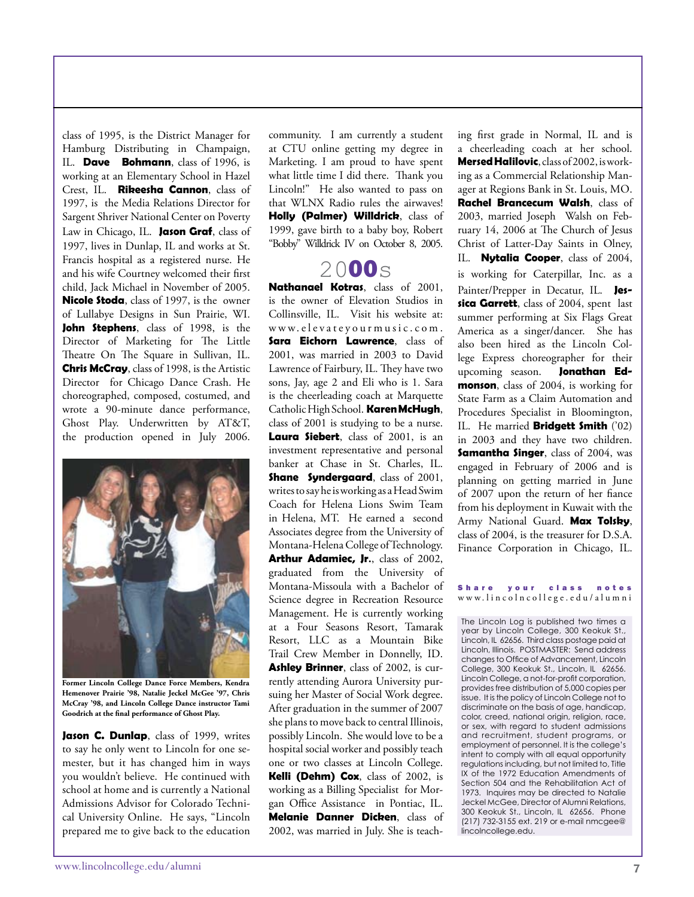class of 1995, is the District Manager for Hamburg Distributing in Champaign, IL. **Dave Bohmann**, class of 1996, is working at an Elementary School in Hazel Crest, IL. **Rikeesha Cannon**, class of 1997, is the Media Relations Director for Sargent Shriver National Center on Poverty Law in Chicago, IL. **Jason Graf**, class of 1997, lives in Dunlap, IL and works at St. Francis hospital as a registered nurse. He and his wife Courtney welcomed their first child, Jack Michael in November of 2005. **Nicole Stoda**, class of 1997, is the owner of Lullabye Designs in Sun Prairie, WI. **John Stephens**, class of 1998, is the Director of Marketing for The Little Theatre On The Square in Sullivan, IL. **Chris McCray**, class of 1998, is the Artistic Director for Chicago Dance Crash. He choreographed, composed, costumed, and wrote a 90-minute dance performance, Ghost Play. Underwritten by AT&T, the production opened in July 2006.

**Former Lincoln College Dance Force Members, Kendra Hemenover Prairie '98, Natalie Jeckel McGee '97, Chris McCray '98, and Lincoln College Dance instructor Tami Goodrich at the final performance of Ghost Play.**

**Jason C. Dunlap**, class of 1999, writes to say he only went to Lincoln for one semester, but it has changed him in ways you wouldn't believe. He continued with school at home and is currently a National Admissions Advisor for Colorado Technical University Online. He says, "Lincoln prepared me to give back to the education community. I am currently a student at CTU online getting my degree in Marketing. I am proud to have spent what little time I did there. Thank you Lincoln!" He also wanted to pass on that WLNX Radio rules the airwaves! **Holly (Palmer) Willdrick**, class of 1999, gave birth to a baby boy, Robert "Bobby" Willdrick IV on October 8, 2005.

## 2000s

**Nathanael Kotras**, class of 2001, is the owner of Elevation Studios in Collinsville, IL. Visit his website at: www.elevateyourmusic.com. **Sara Eichorn Lawrence**, class of 2001, was married in 2003 to David Lawrence of Fairbury, IL. They have two sons, Jay, age 2 and Eli who is 1. Sara is the cheerleading coach at Marquette Catholic High School. **Karen McHugh**, class of 2001 is studying to be a nurse. **Laura Siebert**, class of 2001, is an investment representative and personal banker at Chase in St. Charles, IL. **Shane Syndergaard**, class of 2001, writes to say he is working as a Head Swim Coach for Helena Lions Swim Team in Helena, MT. He earned a second Associates degree from the University of Montana-Helena College of Technology. **Arthur Adamiec, Jr.**, class of 2002, graduated from the University of Montana-Missoula with a Bachelor of Science degree in Recreation Resource Management. He is currently working at a Four Seasons Resort, Tamarak Resort, LLC as a Mountain Bike Trail Crew Member in Donnelly, ID. **Ashley Brinner**, class of 2002, is currently attending Aurora University pursuing her Master of Social Work degree. After graduation in the summer of 2007 she plans to move back to central Illinois, possibly Lincoln. She would love to be a hospital social worker and possibly teach one or two classes at Lincoln College. **Kelli (Dehm) Cox**, class of 2002, is working as a Billing Specialist for Morgan Office Assistance in Pontiac, IL. **Melanie Danner Dicken**, class of 2002, was married in July. She is teaching first grade in Normal, IL and is a cheerleading coach at her school. **Mersed Halilovic**, class of 2002, is working as a Commercial Relationship Manager at Regions Bank in St. Louis, MO. **Rachel Brancecum Walsh**, class of 2003, married Joseph Walsh on February 14, 2006 at The Church of Jesus Christ of Latter-Day Saints in Olney, IL. **Nytalia Cooper**, class of 2004, is working for Caterpillar, Inc. as a Painter/Prepper in Decatur, IL. **Jessica Garrett**, class of 2004, spent last summer performing at Six Flags Great America as a singer/dancer. She has also been hired as the Lincoln College Express choreographer for their upcoming season. **Jonathan Edmonson**, class of 2004, is working for State Farm as a Claim Automation and Procedures Specialist in Bloomington, IL. He married **Bridgett Smith** ('02) in 2003 and they have two children. **Samantha Singer**, class of 2004, was engaged in February of 2006 and is planning on getting married in June of 2007 upon the return of her fiance from his deployment in Kuwait with the Army National Guard. **Max Tolsky**, class of 2004, is the treasurer for D.S.A. Finance Corporation in Chicago, IL.

**Share your class notes**
www.lincolncollege.edu/alumni

The Lincoln Log is published two times a year by Lincoln College, 300 Keokuk St., Lincoln, IL 62656. Third class postage paid at Lincoln, Illinois. POSTMASTER: Send address changes to Office of Advancement, Lincoln College, 300 Keokuk St., Lincoln, IL 62656. Lincoln College, a not-for-profit corporation, provides free distribution of 5,000 copies per issue. It is the policy of Lincoln College not to discriminate on the basis of age, handicap, color, creed, national origin, religion, race, or sex, with regard to student admissions and recruitment, student programs, or employment of personnel. It is the college's intent to comply with all equal opportunity regulations including, but not limited to, Title IX of the 1972 Education Amendments of Section 504 and the Rehabilitation Act of 1973. Inquires may be directed to Natalie Jeckel McGee, Director of Alumni Relations, 300 Keokuk St., Lincoln, IL 62656. Phone (217) 732-3155 ext. 219 or e-mail nmcgee@lincolncollege.edu.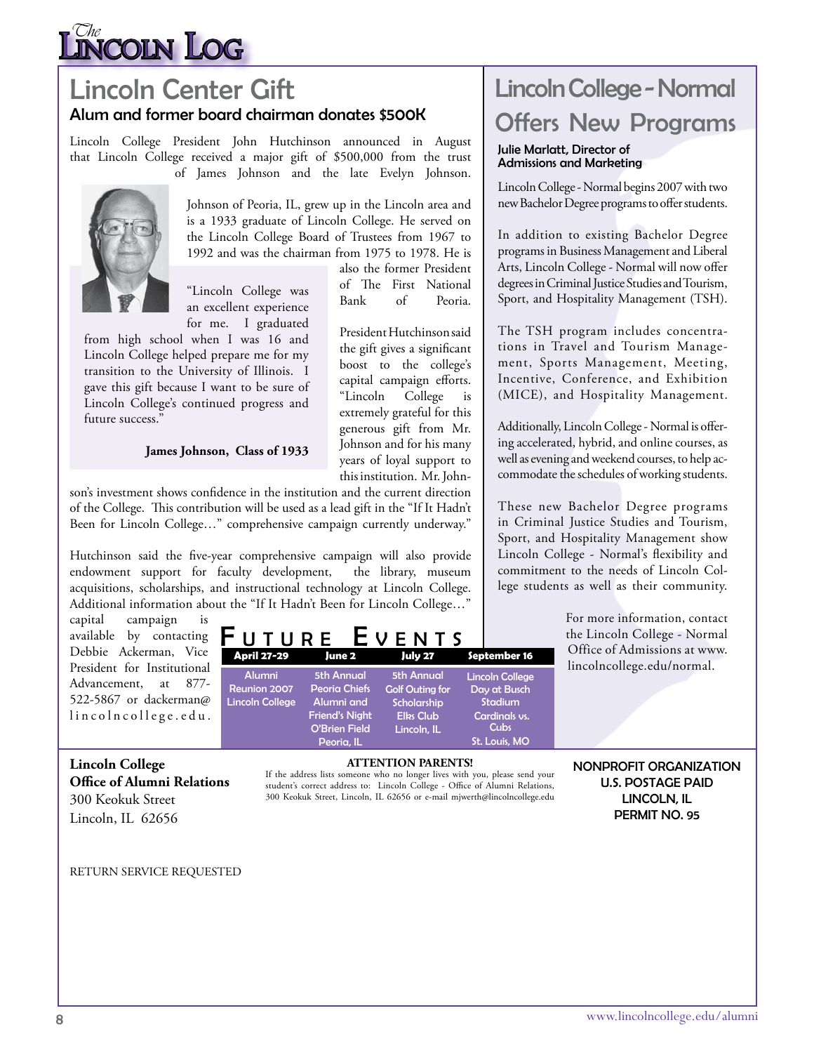# Lincoln Center Gift

## Alum and former board chairman donates $500K

Lincoln College President John Hutchinson announced in August that Lincoln College received a major gift of $500,000 from the trust of James Johnson and the late Evelyn Johnson.

Johnson of Peoria, IL, grew up in the Lincoln area and is a 1933 graduate of Lincoln College. He served on the Lincoln College Board of Trustees from 1967 to 1992 and was the chairman from 1975 to 1978. He is also the former President of The First National Bank of Peoria.

"Lincoln College was an excellent experience for me. I graduated from high school when I was 16 and Lincoln College helped prepare me for my transition to the University of Illinois. I gave this gift because I want to be sure of Lincoln College's continued progress and future success."

**James Johnson, Class of 1933**

President Hutchinson said the gift gives a significant boost to the college's capital campaign efforts. "Lincoln College is extremely grateful for this generous gift from Mr. Johnson and for his many years of loyal support to this institution. Mr. Johnson's investment shows confidence in the institution and the current direction of the College. This contribution will be used as a lead gift in the "If It Hadn't Been for Lincoln College…" comprehensive campaign currently underway."

Hutchinson said the five-year comprehensive campaign will also provide endowment support for faculty development, the library, museum acquisitions, scholarships, and instructional technology at Lincoln College. Additional information about the "If It Hadn't Been for Lincoln College…" capital campaign is available by contacting Debbie Ackerman, Vice President for Institutional Advancement, at 877-522-5867 or dackerman@lincolncollege.edu.

# Lincoln College - Normal Offers New Programs

**Julie Marlatt, Director of Admissions and Marketing**

Lincoln College - Normal begins 2007 with two new Bachelor Degree programs to offer students.

In addition to existing Bachelor Degree programs in Business Management and Liberal Arts, Lincoln College - Normal will now offer degrees in Criminal Justice Studies and Tourism, Sport, and Hospitality Management (TSH).

The TSH program includes concentrations in Travel and Tourism Management, Sports Management, Meeting, Incentive, Conference, and Exhibition (MICE), and Hospitality Management.

Additionally, Lincoln College - Normal is offering accelerated, hybrid, and online courses, as well as evening and weekend courses, to help accommodate the schedules of working students.

These new Bachelor Degree programs in Criminal Justice Studies and Tourism, Sport, and Hospitality Management show Lincoln College - Normal's flexibility and commitment to the needs of Lincoln College students as well as their community.

For more information, contact the Lincoln College - Normal Office of Admissions at www.lincolncollege.edu/normal.

## Future Events

| April 27-29 | June 2 | July 27 | September 16 |
|---|---|---|---|
| Alumni Reunion 2007 Lincoln College | 5th Annual Peoria Chiefs Alumni and Friend's Night O'Brien Field Peoria, IL | 5th Annual Golf Outing for Scholarship Elks Club Lincoln, IL | Lincoln College Day at Busch Stadium Cardinals vs. Cubs St. Louis, MO |

**Lincoln College**
**Office of Alumni Relations**
300 Keokuk Street
Lincoln, IL 62656

RETURN SERVICE REQUESTED

**ATTENTION PARENTS!**
If the address lists someone who no longer lives with you, please send your student's correct address to: Lincoln College - Office of Alumni Relations, 300 Keokuk Street, Lincoln, IL 62656 or e-mail mjwerth@lincolncollege.edu

NONPROFIT ORGANIZATION
U.S. POSTAGE PAID
LINCOLN, IL
PERMIT NO. 95